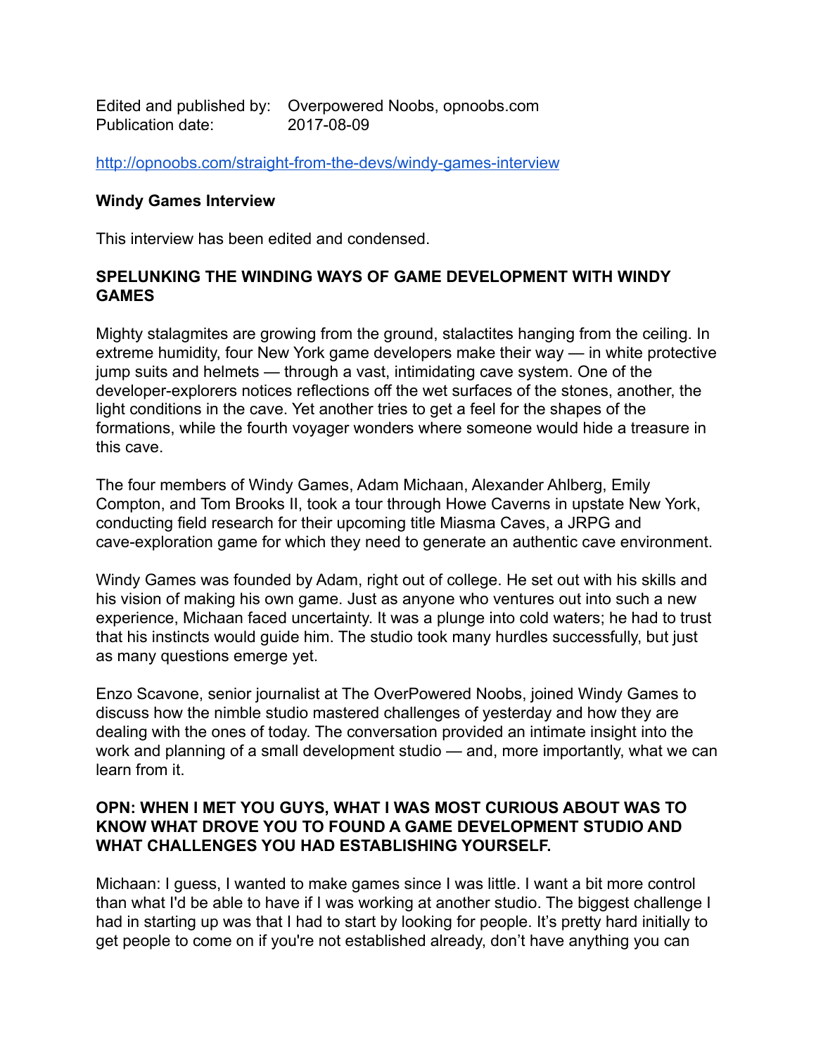Edited and published by: Overpowered Noobs, opnoobs.com
Publication date: 2017-08-09

http://opnoobs.com/straight-from-the-devs/windy-games-interview

**Windy Games Interview**

This interview has been edited and condensed.

## SPELUNKING THE WINDING WAYS OF GAME DEVELOPMENT WITH WINDY GAMES

Mighty stalagmites are growing from the ground, stalactites hanging from the ceiling. In extreme humidity, four New York game developers make their way — in white protective jump suits and helmets — through a vast, intimidating cave system. One of the developer-explorers notices reflections off the wet surfaces of the stones, another, the light conditions in the cave. Yet another tries to get a feel for the shapes of the formations, while the fourth voyager wonders where someone would hide a treasure in this cave.

The four members of Windy Games, Adam Michaan, Alexander Ahlberg, Emily Compton, and Tom Brooks II, took a tour through Howe Caverns in upstate New York, conducting field research for their upcoming title Miasma Caves, a JRPG and cave-exploration game for which they need to generate an authentic cave environment.

Windy Games was founded by Adam, right out of college. He set out with his skills and his vision of making his own game. Just as anyone who ventures out into such a new experience, Michaan faced uncertainty. It was a plunge into cold waters; he had to trust that his instincts would guide him. The studio took many hurdles successfully, but just as many questions emerge yet.

Enzo Scavone, senior journalist at The OverPowered Noobs, joined Windy Games to discuss how the nimble studio mastered challenges of yesterday and how they are dealing with the ones of today. The conversation provided an intimate insight into the work and planning of a small development studio — and, more importantly, what we can learn from it.

### OPN: WHEN I MET YOU GUYS, WHAT I WAS MOST CURIOUS ABOUT WAS TO KNOW WHAT DROVE YOU TO FOUND A GAME DEVELOPMENT STUDIO AND WHAT CHALLENGES YOU HAD ESTABLISHING YOURSELF.

Michaan: I guess, I wanted to make games since I was little. I want a bit more control than what I'd be able to have if I was working at another studio. The biggest challenge I had in starting up was that I had to start by looking for people. It's pretty hard initially to get people to come on if you're not established already, don't have anything you can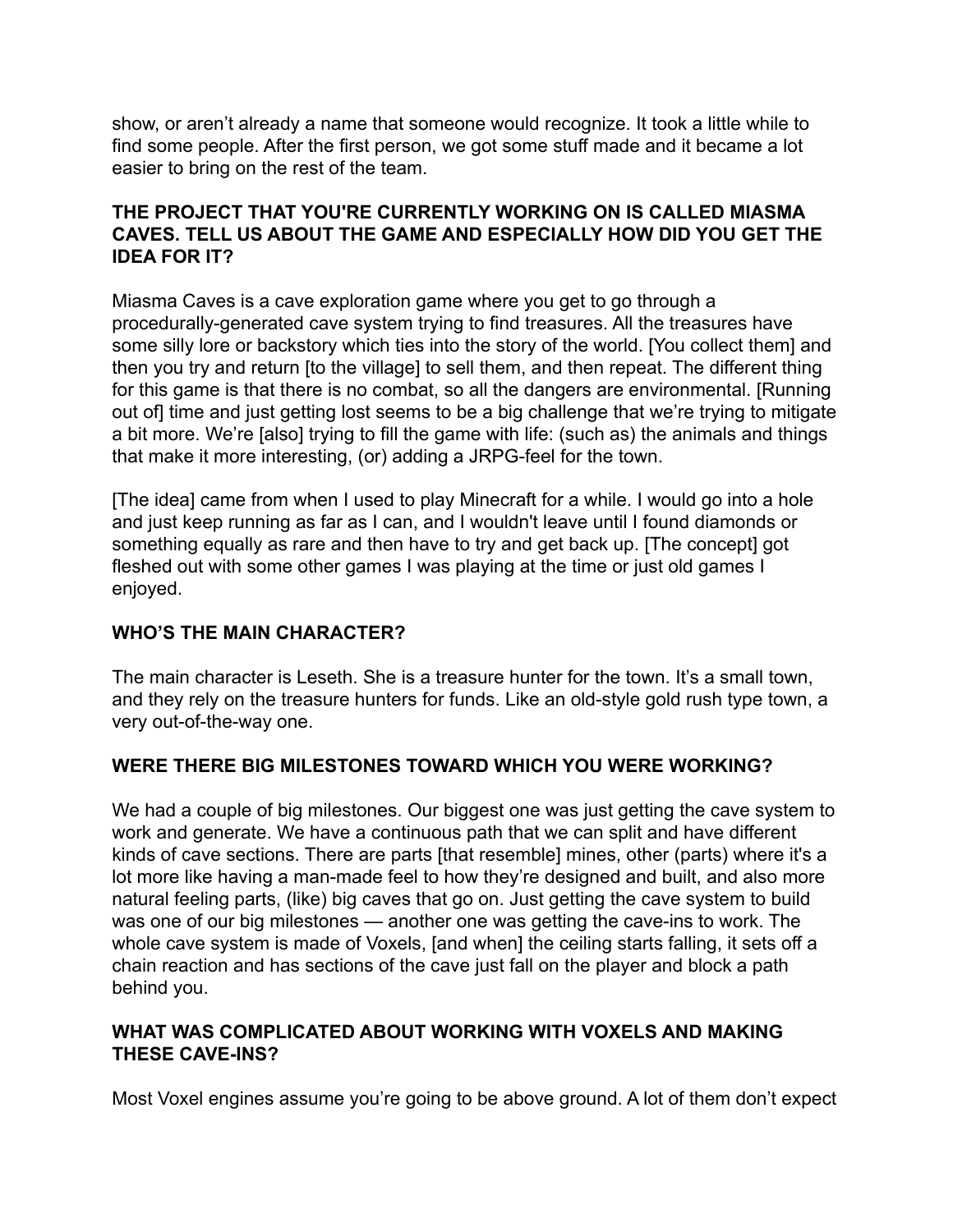show, or aren't already a name that someone would recognize. It took a little while to find some people. After the first person, we got some stuff made and it became a lot easier to bring on the rest of the team.

### THE PROJECT THAT YOU'RE CURRENTLY WORKING ON IS CALLED MIASMA CAVES. TELL US ABOUT THE GAME AND ESPECIALLY HOW DID YOU GET THE IDEA FOR IT?

Miasma Caves is a cave exploration game where you get to go through a procedurally-generated cave system trying to find treasures. All the treasures have some silly lore or backstory which ties into the story of the world. [You collect them] and then you try and return [to the village] to sell them, and then repeat. The different thing for this game is that there is no combat, so all the dangers are environmental. [Running out of] time and just getting lost seems to be a big challenge that we're trying to mitigate a bit more. We're [also] trying to fill the game with life: (such as) the animals and things that make it more interesting, (or) adding a JRPG-feel for the town.

[The idea] came from when I used to play Minecraft for a while. I would go into a hole and just keep running as far as I can, and I wouldn't leave until I found diamonds or something equally as rare and then have to try and get back up. [The concept] got fleshed out with some other games I was playing at the time or just old games I enjoyed.

### WHO'S THE MAIN CHARACTER?

The main character is Leseth. She is a treasure hunter for the town. It's a small town, and they rely on the treasure hunters for funds. Like an old-style gold rush type town, a very out-of-the-way one.

### WERE THERE BIG MILESTONES TOWARD WHICH YOU WERE WORKING?

We had a couple of big milestones. Our biggest one was just getting the cave system to work and generate. We have a continuous path that we can split and have different kinds of cave sections. There are parts [that resemble] mines, other (parts) where it's a lot more like having a man-made feel to how they're designed and built, and also more natural feeling parts, (like) big caves that go on. Just getting the cave system to build was one of our big milestones — another one was getting the cave-ins to work. The whole cave system is made of Voxels, [and when] the ceiling starts falling, it sets off a chain reaction and has sections of the cave just fall on the player and block a path behind you.

### WHAT WAS COMPLICATED ABOUT WORKING WITH VOXELS AND MAKING THESE CAVE-INS?

Most Voxel engines assume you're going to be above ground. A lot of them don't expect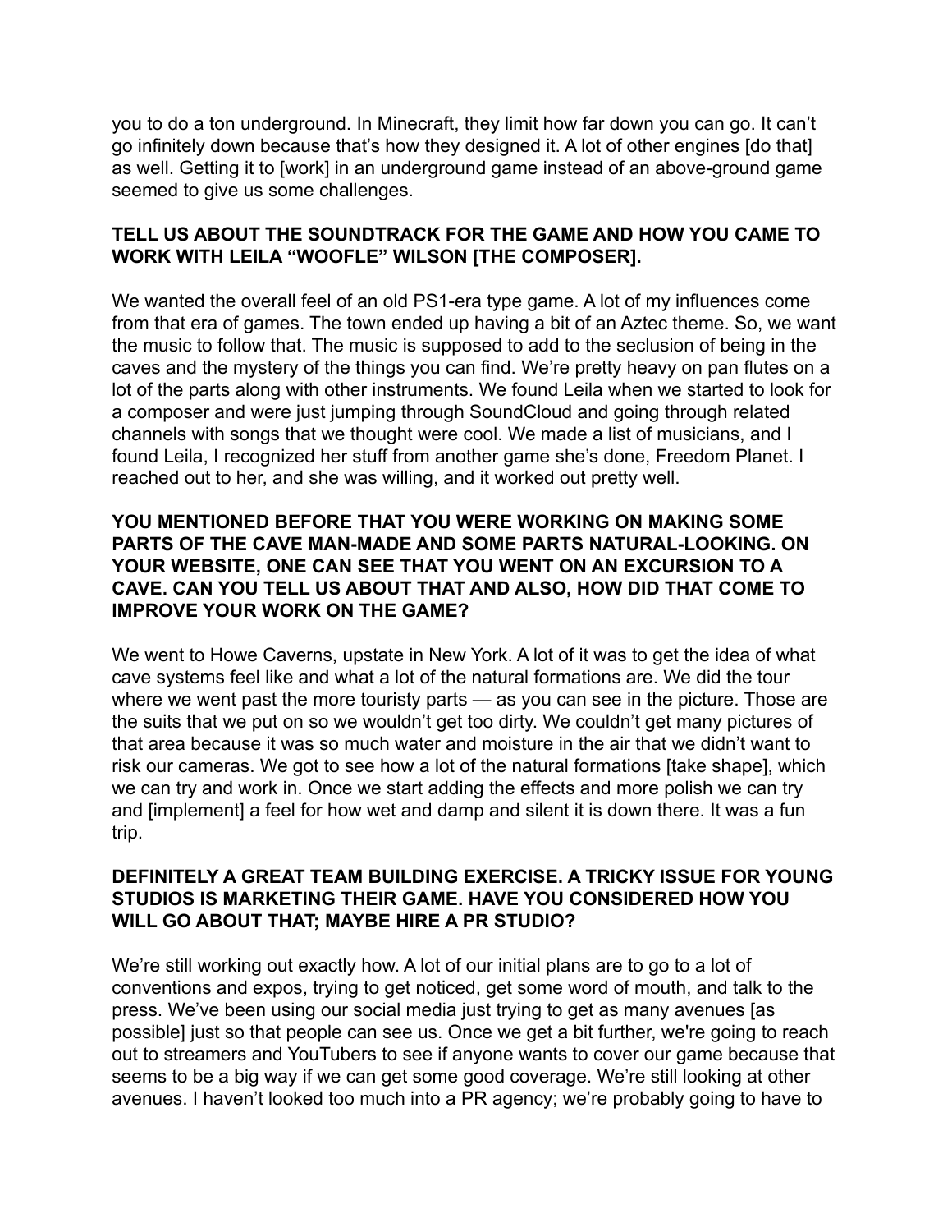you to do a ton underground. In Minecraft, they limit how far down you can go. It can't go infinitely down because that's how they designed it. A lot of other engines [do that] as well. Getting it to [work] in an underground game instead of an above-ground game seemed to give us some challenges.

**TELL US ABOUT THE SOUNDTRACK FOR THE GAME AND HOW YOU CAME TO WORK WITH LEILA "WOOFLE" WILSON [THE COMPOSER].**

We wanted the overall feel of an old PS1-era type game. A lot of my influences come from that era of games. The town ended up having a bit of an Aztec theme. So, we want the music to follow that. The music is supposed to add to the seclusion of being in the caves and the mystery of the things you can find. We're pretty heavy on pan flutes on a lot of the parts along with other instruments. We found Leila when we started to look for a composer and were just jumping through SoundCloud and going through related channels with songs that we thought were cool. We made a list of musicians, and I found Leila, I recognized her stuff from another game she's done, Freedom Planet. I reached out to her, and she was willing, and it worked out pretty well.

**YOU MENTIONED BEFORE THAT YOU WERE WORKING ON MAKING SOME PARTS OF THE CAVE MAN-MADE AND SOME PARTS NATURAL-LOOKING. ON YOUR WEBSITE, ONE CAN SEE THAT YOU WENT ON AN EXCURSION TO A CAVE. CAN YOU TELL US ABOUT THAT AND ALSO, HOW DID THAT COME TO IMPROVE YOUR WORK ON THE GAME?**

We went to Howe Caverns, upstate in New York. A lot of it was to get the idea of what cave systems feel like and what a lot of the natural formations are. We did the tour where we went past the more touristy parts — as you can see in the picture. Those are the suits that we put on so we wouldn't get too dirty. We couldn't get many pictures of that area because it was so much water and moisture in the air that we didn't want to risk our cameras. We got to see how a lot of the natural formations [take shape], which we can try and work in. Once we start adding the effects and more polish we can try and [implement] a feel for how wet and damp and silent it is down there. It was a fun trip.

**DEFINITELY A GREAT TEAM BUILDING EXERCISE. A TRICKY ISSUE FOR YOUNG STUDIOS IS MARKETING THEIR GAME. HAVE YOU CONSIDERED HOW YOU WILL GO ABOUT THAT; MAYBE HIRE A PR STUDIO?**

We're still working out exactly how. A lot of our initial plans are to go to a lot of conventions and expos, trying to get noticed, get some word of mouth, and talk to the press. We've been using our social media just trying to get as many avenues [as possible] just so that people can see us. Once we get a bit further, we're going to reach out to streamers and YouTubers to see if anyone wants to cover our game because that seems to be a big way if we can get some good coverage. We're still looking at other avenues. I haven't looked too much into a PR agency; we're probably going to have to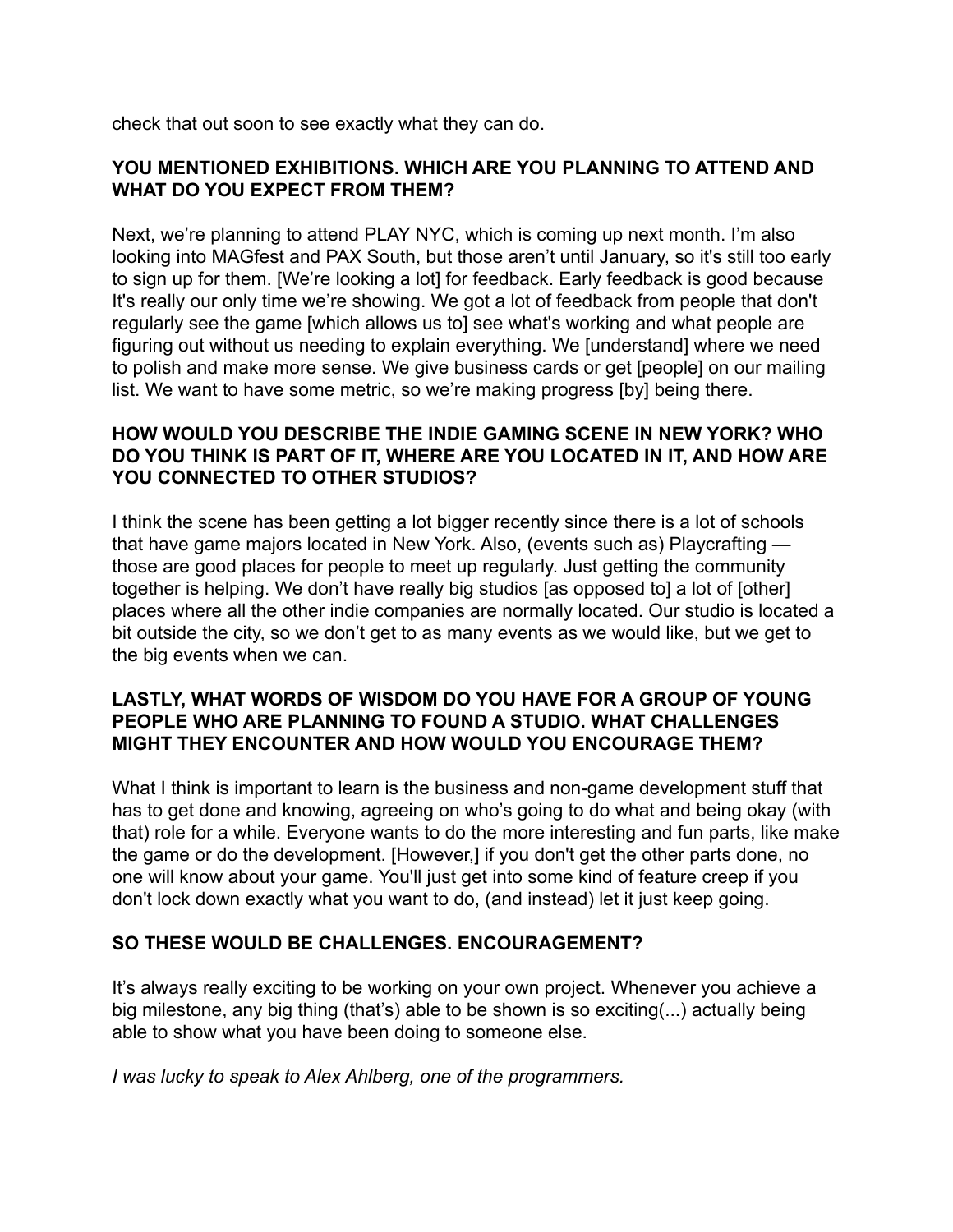check that out soon to see exactly what they can do.

**YOU MENTIONED EXHIBITIONS. WHICH ARE YOU PLANNING TO ATTEND AND WHAT DO YOU EXPECT FROM THEM?**

Next, we're planning to attend PLAY NYC, which is coming up next month. I'm also looking into MAGfest and PAX South, but those aren't until January, so it's still too early to sign up for them. [We're looking a lot] for feedback. Early feedback is good because It's really our only time we're showing. We got a lot of feedback from people that don't regularly see the game [which allows us to] see what's working and what people are figuring out without us needing to explain everything. We [understand] where we need to polish and make more sense. We give business cards or get [people] on our mailing list. We want to have some metric, so we're making progress [by] being there.

**HOW WOULD YOU DESCRIBE THE INDIE GAMING SCENE IN NEW YORK? WHO DO YOU THINK IS PART OF IT, WHERE ARE YOU LOCATED IN IT, AND HOW ARE YOU CONNECTED TO OTHER STUDIOS?**

I think the scene has been getting a lot bigger recently since there is a lot of schools that have game majors located in New York. Also, (events such as) Playcrafting — those are good places for people to meet up regularly. Just getting the community together is helping. We don't have really big studios [as opposed to] a lot of [other] places where all the other indie companies are normally located. Our studio is located a bit outside the city, so we don't get to as many events as we would like, but we get to the big events when we can.

**LASTLY, WHAT WORDS OF WISDOM DO YOU HAVE FOR A GROUP OF YOUNG PEOPLE WHO ARE PLANNING TO FOUND A STUDIO. WHAT CHALLENGES MIGHT THEY ENCOUNTER AND HOW WOULD YOU ENCOURAGE THEM?**

What I think is important to learn is the business and non-game development stuff that has to get done and knowing, agreeing on who's going to do what and being okay (with that) role for a while. Everyone wants to do the more interesting and fun parts, like make the game or do the development. [However,] if you don't get the other parts done, no one will know about your game. You'll just get into some kind of feature creep if you don't lock down exactly what you want to do, (and instead) let it just keep going.

**SO THESE WOULD BE CHALLENGES. ENCOURAGEMENT?**

It's always really exciting to be working on your own project. Whenever you achieve a big milestone, any big thing (that's) able to be shown is so exciting(...) actually being able to show what you have been doing to someone else.

*I was lucky to speak to Alex Ahlberg, one of the programmers.*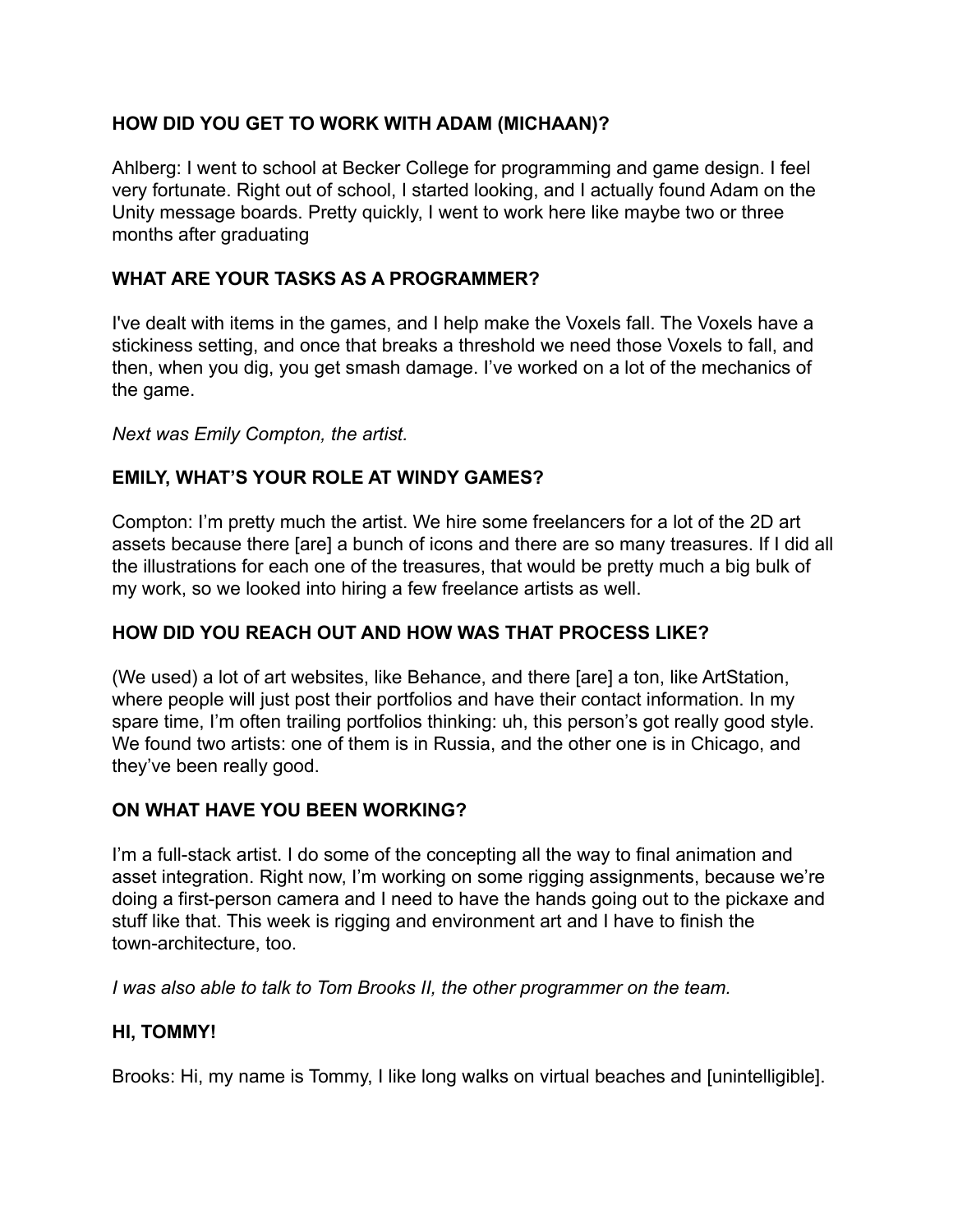**HOW DID YOU GET TO WORK WITH ADAM (MICHAAN)?**

Ahlberg: I went to school at Becker College for programming and game design. I feel very fortunate. Right out of school, I started looking, and I actually found Adam on the Unity message boards. Pretty quickly, I went to work here like maybe two or three months after graduating

**WHAT ARE YOUR TASKS AS A PROGRAMMER?**

I've dealt with items in the games, and I help make the Voxels fall. The Voxels have a stickiness setting, and once that breaks a threshold we need those Voxels to fall, and then, when you dig, you get smash damage. I've worked on a lot of the mechanics of the game.

*Next was Emily Compton, the artist.*

**EMILY, WHAT'S YOUR ROLE AT WINDY GAMES?**

Compton: I'm pretty much the artist. We hire some freelancers for a lot of the 2D art assets because there [are] a bunch of icons and there are so many treasures. If I did all the illustrations for each one of the treasures, that would be pretty much a big bulk of my work, so we looked into hiring a few freelance artists as well.

**HOW DID YOU REACH OUT AND HOW WAS THAT PROCESS LIKE?**

(We used) a lot of art websites, like Behance, and there [are] a ton, like ArtStation, where people will just post their portfolios and have their contact information. In my spare time, I'm often trailing portfolios thinking: uh, this person's got really good style. We found two artists: one of them is in Russia, and the other one is in Chicago, and they've been really good.

**ON WHAT HAVE YOU BEEN WORKING?**

I'm a full-stack artist. I do some of the concepting all the way to final animation and asset integration. Right now, I'm working on some rigging assignments, because we're doing a first-person camera and I need to have the hands going out to the pickaxe and stuff like that. This week is rigging and environment art and I have to finish the town-architecture, too.

*I was also able to talk to Tom Brooks II, the other programmer on the team.*

**HI, TOMMY!**

Brooks: Hi, my name is Tommy, I like long walks on virtual beaches and [unintelligible].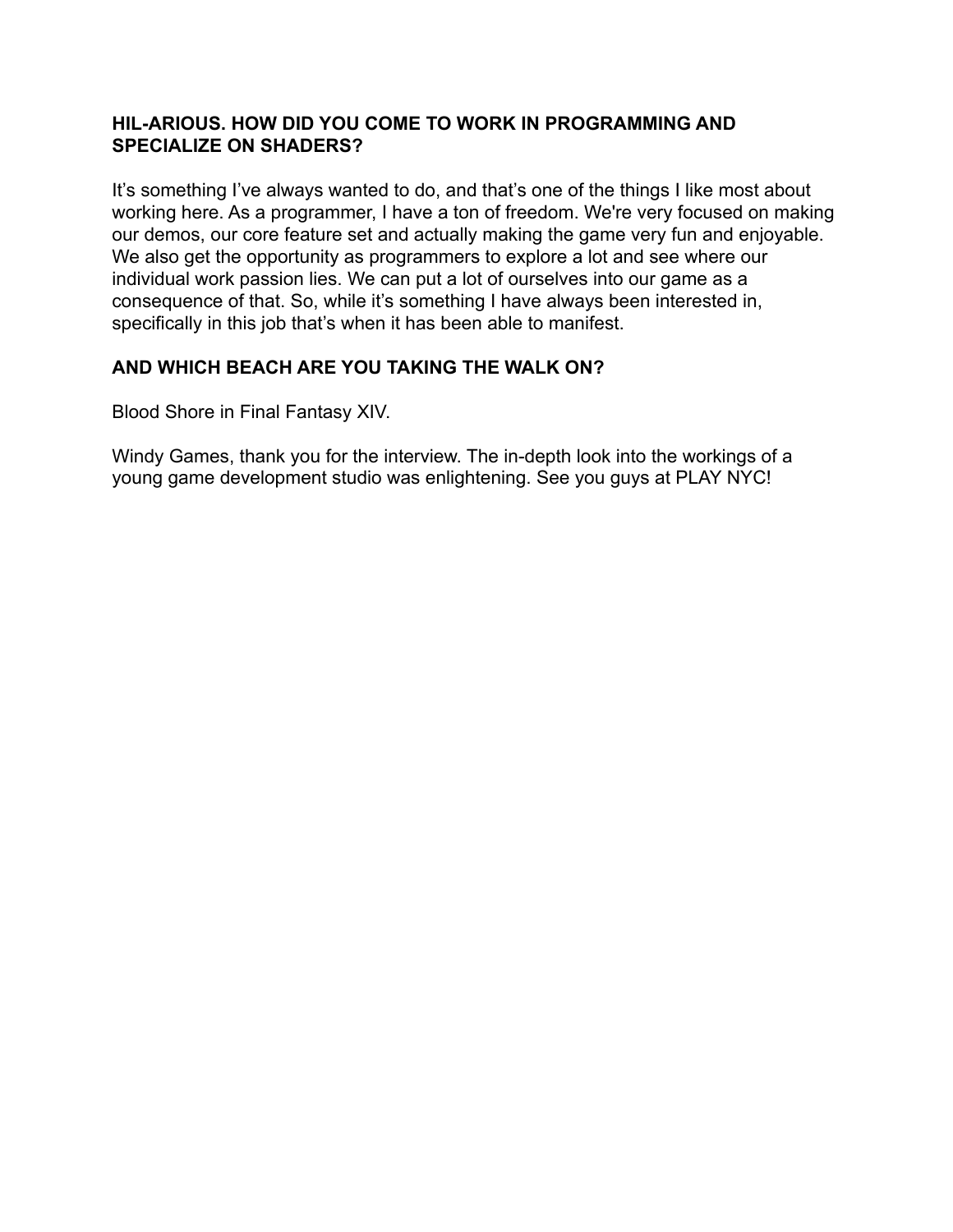**HIL-ARIOUS. HOW DID YOU COME TO WORK IN PROGRAMMING AND SPECIALIZE ON SHADERS?**

It's something I've always wanted to do, and that's one of the things I like most about working here. As a programmer, I have a ton of freedom. We're very focused on making our demos, our core feature set and actually making the game very fun and enjoyable. We also get the opportunity as programmers to explore a lot and see where our individual work passion lies. We can put a lot of ourselves into our game as a consequence of that. So, while it's something I have always been interested in, specifically in this job that's when it has been able to manifest.

**AND WHICH BEACH ARE YOU TAKING THE WALK ON?**

Blood Shore in Final Fantasy XIV.

Windy Games, thank you for the interview. The in-depth look into the workings of a young game development studio was enlightening. See you guys at PLAY NYC!